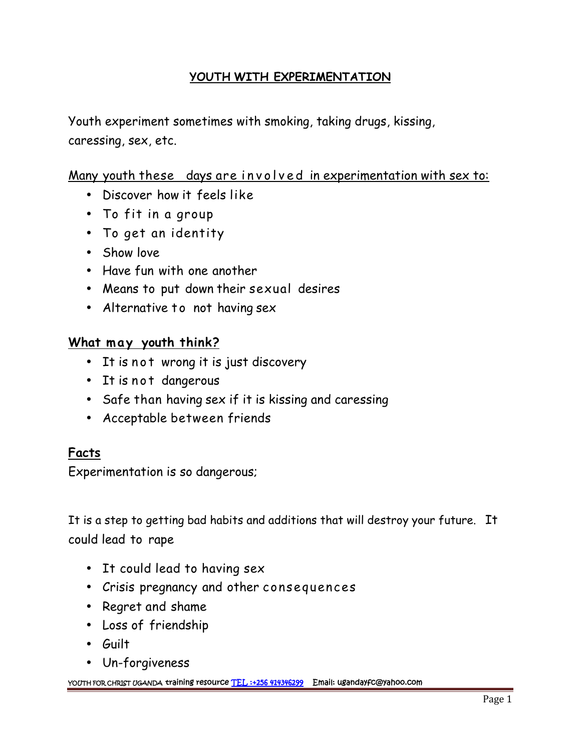# YOUTH WITH EXPERIMENTATION

Youth experiment sometimes with smoking, taking drugs, kissing, caressing, sex, etc.

Many youth these days are involved in experimentation with sex to:

- Discover how it feels like
- To fit in a group
- To get an identity
- Show love
- Have fun with one another
- Means to put down their sexual desires
- Alternative to not having sex

## What may youth think?

- It is not wrong it is just discovery
- It is not dangerous
- Safe than having sex if it is kissing and caressing
- Acceptable between friends

## Facts

Experimentation is so dangerous;

It is a step to getting bad habits and additions that will destroy your future. It could lead to rape

- It could lead to having sex
- Crisis pregnancy and other consequences
- Regret and shame
- Loss of friendship
- Guilt
- Un-forgiveness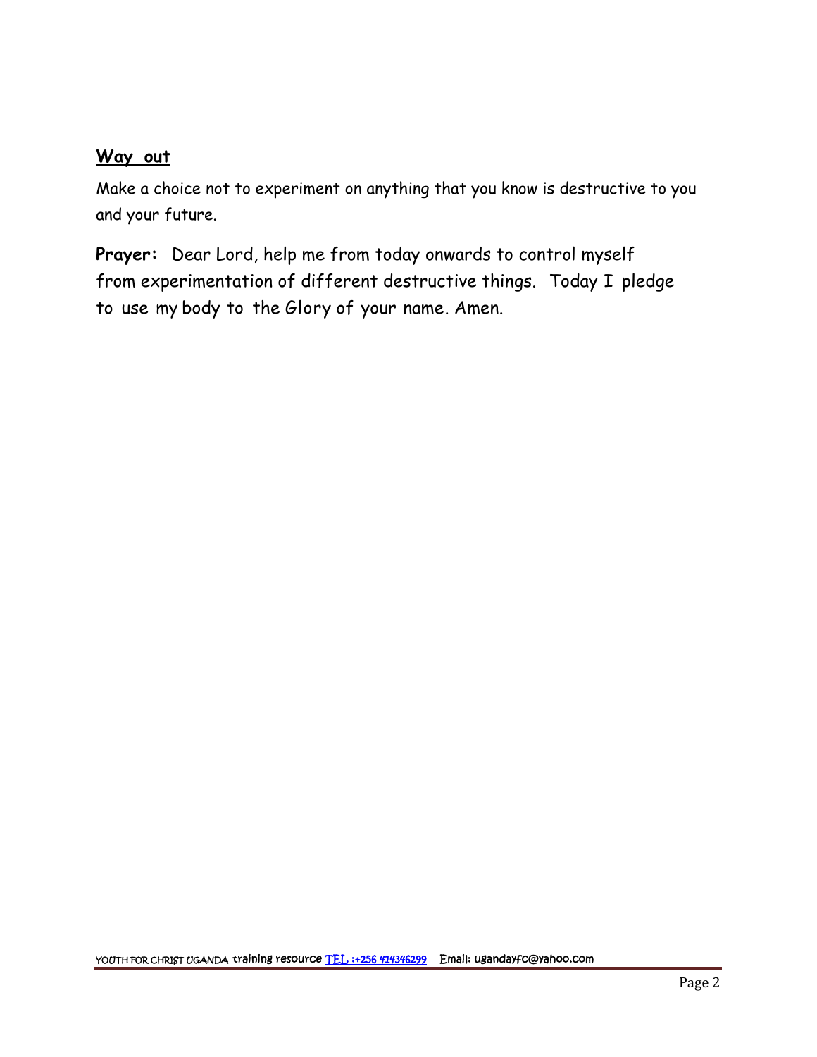## Way out

Make a choice not to experiment on anything that you know is destructive to you and your future.

**Prayer:** Dear Lord, help me from today onwards to control myself from experimentation of different destructive things. Today I pledge to use my body to the Glory of your name. Amen.